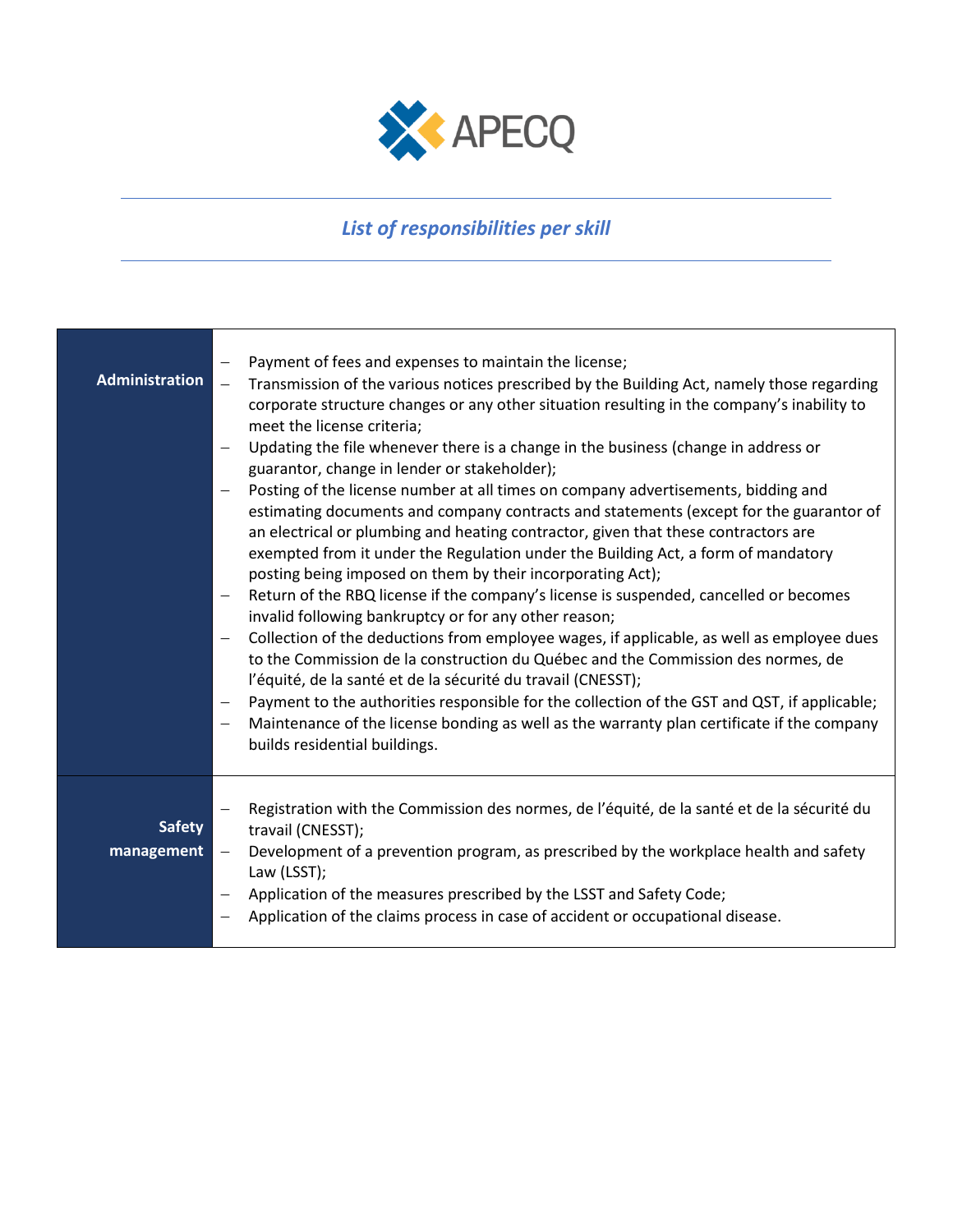APECQ

## *List of responsibilities per skill*

| **Administration** | – Payment of fees and expenses to maintain the license;<br>– Transmission of the various notices prescribed by the Building Act, namely those regarding corporate structure changes or any other situation resulting in the company's inability to meet the license criteria;<br>– Updating the file whenever there is a change in the business (change in address or guarantor, change in lender or stakeholder);<br>– Posting of the license number at all times on company advertisements, bidding and estimating documents and company contracts and statements (except for the guarantor of an electrical or plumbing and heating contractor, given that these contractors are exempted from it under the Regulation under the Building Act, a form of mandatory posting being imposed on them by their incorporating Act);<br>– Return of the RBQ license if the company's license is suspended, cancelled or becomes invalid following bankruptcy or for any other reason;<br>– Collection of the deductions from employee wages, if applicable, as well as employee dues to the Commission de la construction du Québec and the Commission des normes, de l'équité, de la santé et de la sécurité du travail (CNESST);<br>– Payment to the authorities responsible for the collection of the GST and QST, if applicable;<br>– Maintenance of the license bonding as well as the warranty plan certificate if the company builds residential buildings. |
|---|---|
| **Safety management** | – Registration with the Commission des normes, de l'équité, de la santé et de la sécurité du travail (CNESST);<br>– Development of a prevention program, as prescribed by the workplace health and safety Law (LSST);<br>– Application of the measures prescribed by the LSST and Safety Code;<br>– Application of the claims process in case of accident or occupational disease. |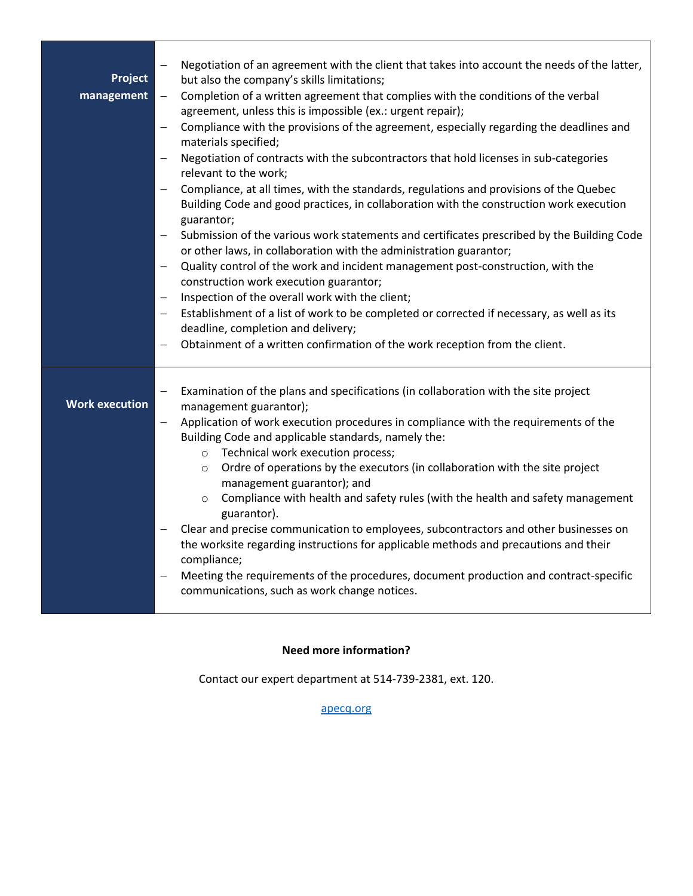| | |
|---|---|
| **Project management** | – Negotiation of an agreement with the client that takes into account the needs of the latter, but also the company's skills limitations;<br>– Completion of a written agreement that complies with the conditions of the verbal agreement, unless this is impossible (ex.: urgent repair);<br>– Compliance with the provisions of the agreement, especially regarding the deadlines and materials specified;<br>– Negotiation of contracts with the subcontractors that hold licenses in sub-categories relevant to the work;<br>– Compliance, at all times, with the standards, regulations and provisions of the Quebec Building Code and good practices, in collaboration with the construction work execution guarantor;<br>– Submission of the various work statements and certificates prescribed by the Building Code or other laws, in collaboration with the administration guarantor;<br>– Quality control of the work and incident management post-construction, with the construction work execution guarantor;<br>– Inspection of the overall work with the client;<br>– Establishment of a list of work to be completed or corrected if necessary, as well as its deadline, completion and delivery;<br>– Obtainment of a written confirmation of the work reception from the client. |
| **Work execution** | – Examination of the plans and specifications (in collaboration with the site project management guarantor);<br>– Application of work execution procedures in compliance with the requirements of the Building Code and applicable standards, namely the:<br>&nbsp;&nbsp;&nbsp;&nbsp;○ Technical work execution process;<br>&nbsp;&nbsp;&nbsp;&nbsp;○ Ordre of operations by the executors (in collaboration with the site project management guarantor); and<br>&nbsp;&nbsp;&nbsp;&nbsp;○ Compliance with health and safety rules (with the health and safety management guarantor).<br>– Clear and precise communication to employees, subcontractors and other businesses on the worksite regarding instructions for applicable methods and precautions and their compliance;<br>– Meeting the requirements of the procedures, document production and contract-specific communications, such as work change notices. |

**Need more information?**

Contact our expert department at 514-739-2381, ext. 120.

[apecq.org](apecq.org)